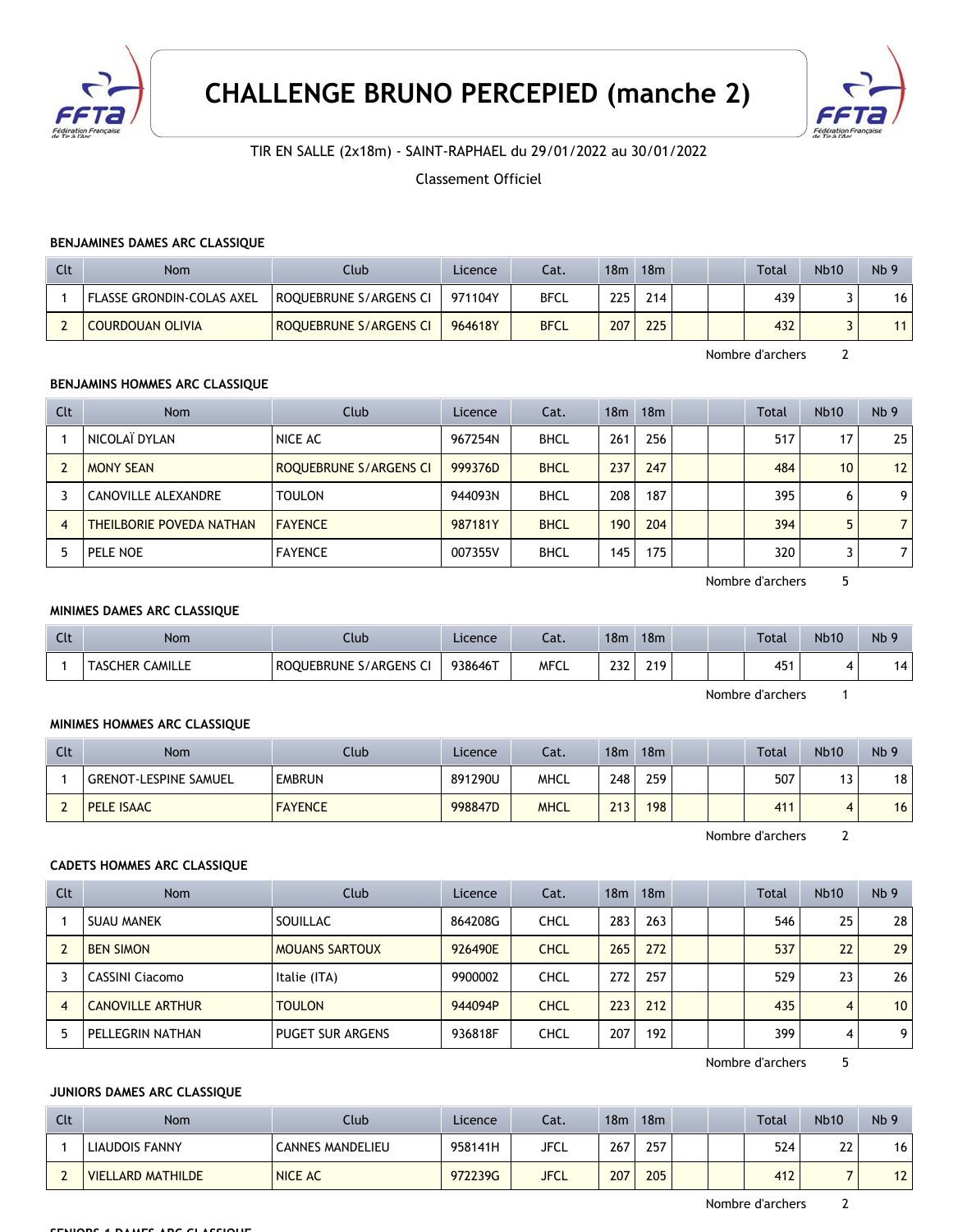# CHALLENGE BRUNO PERCEPIED (manche 2)

TIR EN SALLE (2x18m) - SAINT-RAPHAEL du 29/01/2022 au 30/01/2022

Classement Officiel

### BENJAMINES DAMES ARC CLASSIQUE

| Clt | Nom | Club | Licence | Cat. | 18m | 18m | | | Total | Nb10 | Nb 9 |
|---|---|---|---|---|---|---|---|---|---|---|---|
| 1 | FLASSE GRONDIN-COLAS AXEL | ROQUEBRUNE S/ARGENS CI | 971104Y | BFCL | 225 | 214 | | | 439 | 3 | 16 |
| 2 | COURDOUAN OLIVIA | ROQUEBRUNE S/ARGENS CI | 964618Y | BFCL | 207 | 225 | | | 432 | 3 | 11 |

Nombre d'archers 2

### BENJAMINS HOMMES ARC CLASSIQUE

| Clt | Nom | Club | Licence | Cat. | 18m | 18m | | | Total | Nb10 | Nb 9 |
|---|---|---|---|---|---|---|---|---|---|---|---|
| 1 | NICOLAÏ DYLAN | NICE AC | 967254N | BHCL | 261 | 256 | | | 517 | 17 | 25 |
| 2 | MONY SEAN | ROQUEBRUNE S/ARGENS CI | 999376D | BHCL | 237 | 247 | | | 484 | 10 | 12 |
| 3 | CANOVILLE ALEXANDRE | TOULON | 944093N | BHCL | 208 | 187 | | | 395 | 6 | 9 |
| 4 | THEILBORIE POVEDA NATHAN | FAYENCE | 987181Y | BHCL | 190 | 204 | | | 394 | 5 | 7 |
| 5 | PELE NOE | FAYENCE | 007355V | BHCL | 145 | 175 | | | 320 | 3 | 7 |

Nombre d'archers 5

### MINIMES DAMES ARC CLASSIQUE

| Clt | Nom | Club | Licence | Cat. | 18m | 18m | | | Total | Nb10 | Nb 9 |
|---|---|---|---|---|---|---|---|---|---|---|---|
| 1 | TASCHER CAMILLE | ROQUEBRUNE S/ARGENS CI | 938646T | MFCL | 232 | 219 | | | 451 | 4 | 14 |

Nombre d'archers 1

### MINIMES HOMMES ARC CLASSIQUE

| Clt | Nom | Club | Licence | Cat. | 18m | 18m | | | Total | Nb10 | Nb 9 |
|---|---|---|---|---|---|---|---|---|---|---|---|
| 1 | GRENOT-LESPINE SAMUEL | EMBRUN | 891290U | MHCL | 248 | 259 | | | 507 | 13 | 18 |
| 2 | PELE ISAAC | FAYENCE | 998847D | MHCL | 213 | 198 | | | 411 | 4 | 16 |

Nombre d'archers 2

### CADETS HOMMES ARC CLASSIQUE

| Clt | Nom | Club | Licence | Cat. | 18m | 18m | | | Total | Nb10 | Nb 9 |
|---|---|---|---|---|---|---|---|---|---|---|---|
| 1 | SUAU MANEK | SOUILLAC | 864208G | CHCL | 283 | 263 | | | 546 | 25 | 28 |
| 2 | BEN SIMON | MOUANS SARTOUX | 926490E | CHCL | 265 | 272 | | | 537 | 22 | 29 |
| 3 | CASSINI Ciacomo | Italie (ITA) | 9900002 | CHCL | 272 | 257 | | | 529 | 23 | 26 |
| 4 | CANOVILLE ARTHUR | TOULON | 944094P | CHCL | 223 | 212 | | | 435 | 4 | 10 |
| 5 | PELLEGRIN NATHAN | PUGET SUR ARGENS | 936818F | CHCL | 207 | 192 | | | 399 | 4 | 9 |

Nombre d'archers 5

### JUNIORS DAMES ARC CLASSIQUE

| Clt | Nom | Club | Licence | Cat. | 18m | 18m | | | Total | Nb10 | Nb 9 |
|---|---|---|---|---|---|---|---|---|---|---|---|
| 1 | LIAUDOIS FANNY | CANNES MANDELIEU | 958141H | JFCL | 267 | 257 | | | 524 | 22 | 16 |
| 2 | VIELLARD MATHILDE | NICE AC | 972239G | JFCL | 207 | 205 | | | 412 | 7 | 12 |

Nombre d'archers 2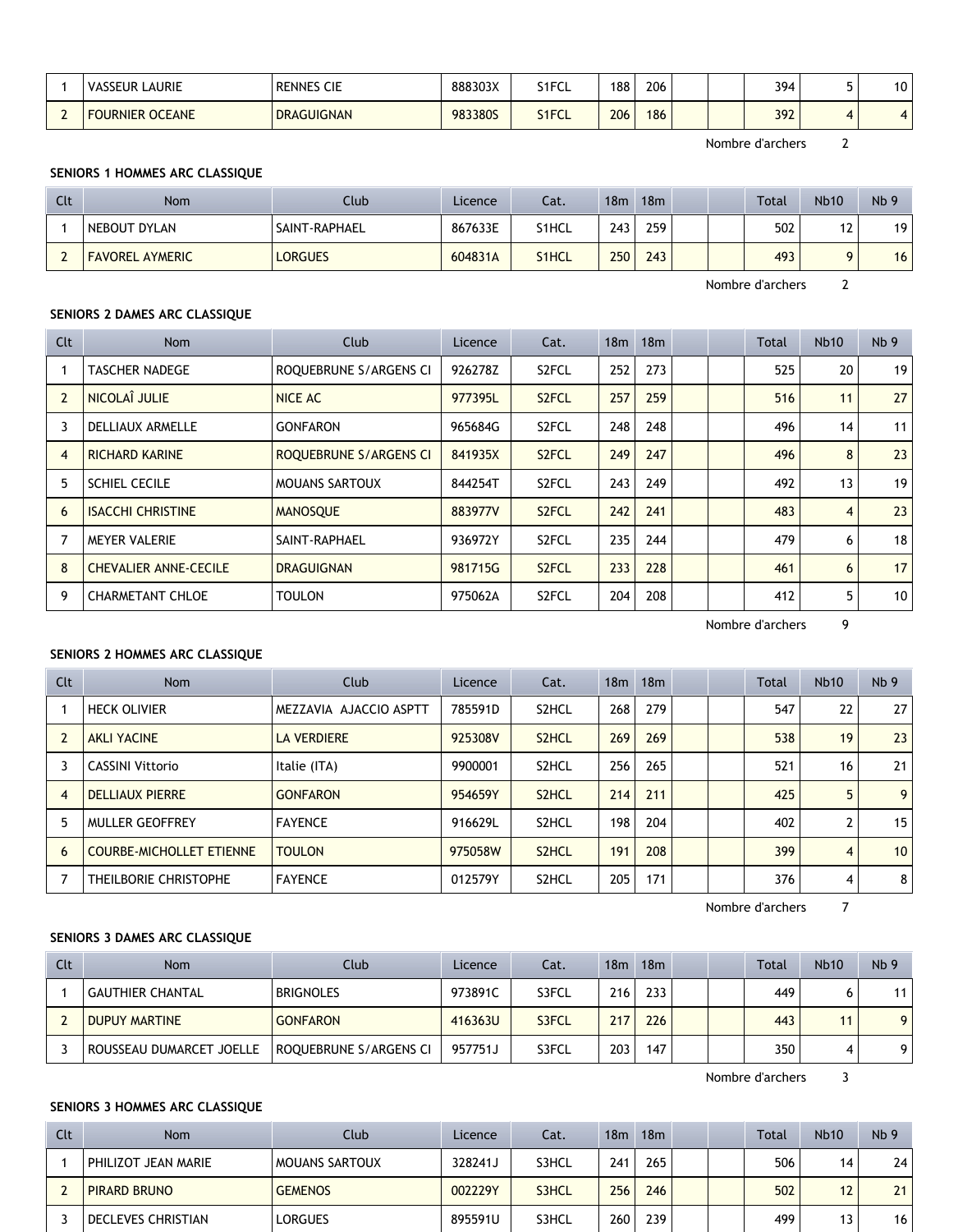| Clt | Nom | Club | Licence | Cat. | 18m | 18m | | | Total | Nb10 | Nb 9 |
|---|---|---|---|---|---|---|---|---|---|---|---|
| 1 | VASSEUR LAURIE | RENNES CIE | 888303X | S1FCL | 188 | 206 | | | 394 | 5 | 10 |
| 2 | FOURNIER OCEANE | DRAGUIGNAN | 983380S | S1FCL | 206 | 186 | | | 392 | 4 | 4 |

Nombre d'archers 2

**SENIORS 1 HOMMES ARC CLASSIQUE**

| Clt | Nom | Club | Licence | Cat. | 18m | 18m | | | Total | Nb10 | Nb 9 |
|---|---|---|---|---|---|---|---|---|---|---|---|
| 1 | NEBOUT DYLAN | SAINT-RAPHAEL | 867633E | S1HCL | 243 | 259 | | | 502 | 12 | 19 |
| 2 | FAVOREL AYMERIC | LORGUES | 604831A | S1HCL | 250 | 243 | | | 493 | 9 | 16 |

Nombre d'archers 2

**SENIORS 2 DAMES ARC CLASSIQUE**

| Clt | Nom | Club | Licence | Cat. | 18m | 18m | | | Total | Nb10 | Nb 9 |
|---|---|---|---|---|---|---|---|---|---|---|---|
| 1 | TASCHER NADEGE | ROQUEBRUNE S/ARGENS CI | 926278Z | S2FCL | 252 | 273 | | | 525 | 20 | 19 |
| 2 | NICOLAÎ JULIE | NICE AC | 977395L | S2FCL | 257 | 259 | | | 516 | 11 | 27 |
| 3 | DELLIAUX ARMELLE | GONFARON | 965684G | S2FCL | 248 | 248 | | | 496 | 14 | 11 |
| 4 | RICHARD KARINE | ROQUEBRUNE S/ARGENS CI | 841935X | S2FCL | 249 | 247 | | | 496 | 8 | 23 |
| 5 | SCHIEL CECILE | MOUANS SARTOUX | 844254T | S2FCL | 243 | 249 | | | 492 | 13 | 19 |
| 6 | ISACCHI CHRISTINE | MANOSQUE | 883977V | S2FCL | 242 | 241 | | | 483 | 4 | 23 |
| 7 | MEYER VALERIE | SAINT-RAPHAEL | 936972Y | S2FCL | 235 | 244 | | | 479 | 6 | 18 |
| 8 | CHEVALIER ANNE-CECILE | DRAGUIGNAN | 981715G | S2FCL | 233 | 228 | | | 461 | 6 | 17 |
| 9 | CHARMETANT CHLOE | TOULON | 975062A | S2FCL | 204 | 208 | | | 412 | 5 | 10 |

Nombre d'archers 9

**SENIORS 2 HOMMES ARC CLASSIQUE**

| Clt | Nom | Club | Licence | Cat. | 18m | 18m | | | Total | Nb10 | Nb 9 |
|---|---|---|---|---|---|---|---|---|---|---|---|
| 1 | HECK OLIVIER | MEZZAVIA AJACCIO ASPTT | 785591D | S2HCL | 268 | 279 | | | 547 | 22 | 27 |
| 2 | AKLI YACINE | LA VERDIERE | 925308V | S2HCL | 269 | 269 | | | 538 | 19 | 23 |
| 3 | CASSINI Vittorio | Italie (ITA) | 9900001 | S2HCL | 256 | 265 | | | 521 | 16 | 21 |
| 4 | DELLIAUX PIERRE | GONFARON | 954659Y | S2HCL | 214 | 211 | | | 425 | 5 | 9 |
| 5 | MULLER GEOFFREY | FAYENCE | 916629L | S2HCL | 198 | 204 | | | 402 | 2 | 15 |
| 6 | COURBE-MICHOLLET ETIENNE | TOULON | 975058W | S2HCL | 191 | 208 | | | 399 | 4 | 10 |
| 7 | THEILBORIE CHRISTOPHE | FAYENCE | 012579Y | S2HCL | 205 | 171 | | | 376 | 4 | 8 |

Nombre d'archers 7

**SENIORS 3 DAMES ARC CLASSIQUE**

| Clt | Nom | Club | Licence | Cat. | 18m | 18m | | | Total | Nb10 | Nb 9 |
|---|---|---|---|---|---|---|---|---|---|---|---|
| 1 | GAUTHIER CHANTAL | BRIGNOLES | 973891C | S3FCL | 216 | 233 | | | 449 | 6 | 11 |
| 2 | DUPUY MARTINE | GONFARON | 416363U | S3FCL | 217 | 226 | | | 443 | 11 | 9 |
| 3 | ROUSSEAU DUMARCET JOELLE | ROQUEBRUNE S/ARGENS CI | 957751J | S3FCL | 203 | 147 | | | 350 | 4 | 9 |

Nombre d'archers 3

**SENIORS 3 HOMMES ARC CLASSIQUE**

| Clt | Nom | Club | Licence | Cat. | 18m | 18m | | | Total | Nb10 | Nb 9 |
|---|---|---|---|---|---|---|---|---|---|---|---|
| 1 | PHILIZOT JEAN MARIE | MOUANS SARTOUX | 328241J | S3HCL | 241 | 265 | | | 506 | 14 | 24 |
| 2 | PIRARD BRUNO | GEMENOS | 002229Y | S3HCL | 256 | 246 | | | 502 | 12 | 21 |
| 3 | DECLEVES CHRISTIAN | LORGUES | 895591U | S3HCL | 260 | 239 | | | 499 | 13 | 16 |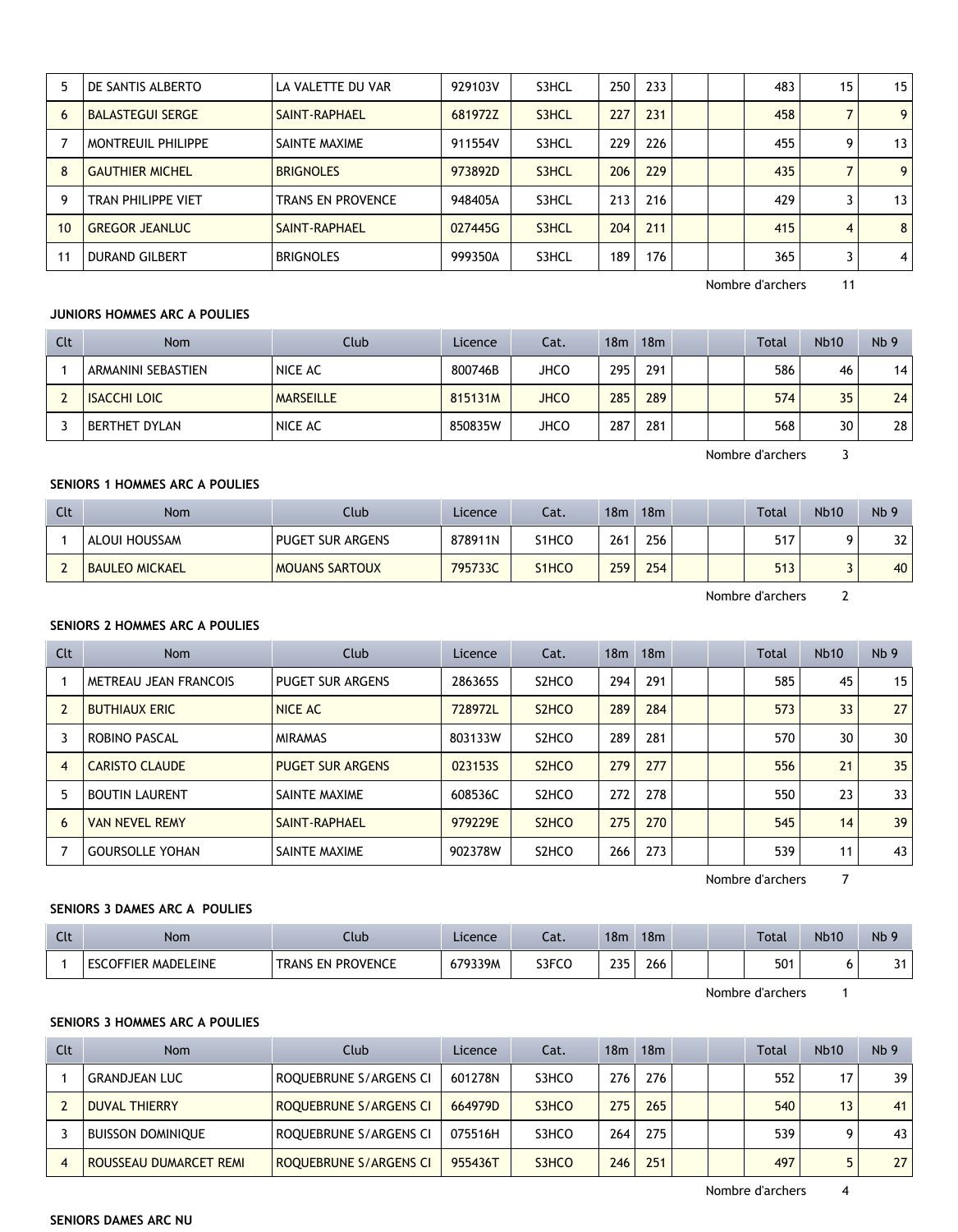| 5 | DE SANTIS ALBERTO | LA VALETTE DU VAR | 929103V | S3HCL | 250 | 233 | | | 483 | 15 | 15 |
|---|---|---|---|---|---|---|---|---|---|---|---|
| 6 | BALASTEGUI SERGE | SAINT-RAPHAEL | 681972Z | S3HCL | 227 | 231 | | | 458 | 7 | 9 |
| 7 | MONTREUIL PHILIPPE | SAINTE MAXIME | 911554V | S3HCL | 229 | 226 | | | 455 | 9 | 13 |
| 8 | GAUTHIER MICHEL | BRIGNOLES | 973892D | S3HCL | 206 | 229 | | | 435 | 7 | 9 |
| 9 | TRAN PHILIPPE VIET | TRANS EN PROVENCE | 948405A | S3HCL | 213 | 216 | | | 429 | 3 | 13 |
| 10 | GREGOR JEANLUC | SAINT-RAPHAEL | 027445G | S3HCL | 204 | 211 | | | 415 | 4 | 8 |
| 11 | DURAND GILBERT | BRIGNOLES | 999350A | S3HCL | 189 | 176 | | | 365 | 3 | 4 |

Nombre d'archers 11

**JUNIORS HOMMES ARC A POULIES**

| Clt | Nom | Club | Licence | Cat. | 18m | 18m | | | Total | Nb10 | Nb 9 |
|---|---|---|---|---|---|---|---|---|---|---|---|
| 1 | ARMANINI SEBASTIEN | NICE AC | 800746B | JHCO | 295 | 291 | | | 586 | 46 | 14 |
| 2 | ISACCHI LOIC | MARSEILLE | 815131M | JHCO | 285 | 289 | | | 574 | 35 | 24 |
| 3 | BERTHET DYLAN | NICE AC | 850835W | JHCO | 287 | 281 | | | 568 | 30 | 28 |

Nombre d'archers 3

**SENIORS 1 HOMMES ARC A POULIES**

| Clt | Nom | Club | Licence | Cat. | 18m | 18m | | | Total | Nb10 | Nb 9 |
|---|---|---|---|---|---|---|---|---|---|---|---|
| 1 | ALOUI HOUSSAM | PUGET SUR ARGENS | 878911N | S1HCO | 261 | 256 | | | 517 | 9 | 32 |
| 2 | BAULEO MICKAEL | MOUANS SARTOUX | 795733C | S1HCO | 259 | 254 | | | 513 | 3 | 40 |

Nombre d'archers 2

**SENIORS 2 HOMMES ARC A POULIES**

| Clt | Nom | Club | Licence | Cat. | 18m | 18m | | | Total | Nb10 | Nb 9 |
|---|---|---|---|---|---|---|---|---|---|---|---|
| 1 | METREAU JEAN FRANCOIS | PUGET SUR ARGENS | 286365S | S2HCO | 294 | 291 | | | 585 | 45 | 15 |
| 2 | BUTHIAUX ERIC | NICE AC | 728972L | S2HCO | 289 | 284 | | | 573 | 33 | 27 |
| 3 | ROBINO PASCAL | MIRAMAS | 803133W | S2HCO | 289 | 281 | | | 570 | 30 | 30 |
| 4 | CARISTO CLAUDE | PUGET SUR ARGENS | 023153S | S2HCO | 279 | 277 | | | 556 | 21 | 35 |
| 5 | BOUTIN LAURENT | SAINTE MAXIME | 608536C | S2HCO | 272 | 278 | | | 550 | 23 | 33 |
| 6 | VAN NEVEL REMY | SAINT-RAPHAEL | 979229E | S2HCO | 275 | 270 | | | 545 | 14 | 39 |
| 7 | GOURSOLLE YOHAN | SAINTE MAXIME | 902378W | S2HCO | 266 | 273 | | | 539 | 11 | 43 |

Nombre d'archers 7

**SENIORS 3 DAMES ARC A POULIES**

| Clt | Nom | Club | Licence | Cat. | 18m | 18m | | | Total | Nb10 | Nb 9 |
|---|---|---|---|---|---|---|---|---|---|---|---|
| 1 | ESCOFFIER MADELEINE | TRANS EN PROVENCE | 679339M | S3FCO | 235 | 266 | | | 501 | 6 | 31 |

Nombre d'archers 1

**SENIORS 3 HOMMES ARC A POULIES**

| Clt | Nom | Club | Licence | Cat. | 18m | 18m | | | Total | Nb10 | Nb 9 |
|---|---|---|---|---|---|---|---|---|---|---|---|
| 1 | GRANDJEAN LUC | ROQUEBRUNE S/ARGENS CI | 601278N | S3HCO | 276 | 276 | | | 552 | 17 | 39 |
| 2 | DUVAL THIERRY | ROQUEBRUNE S/ARGENS CI | 664979D | S3HCO | 275 | 265 | | | 540 | 13 | 41 |
| 3 | BUISSON DOMINIQUE | ROQUEBRUNE S/ARGENS CI | 075516H | S3HCO | 264 | 275 | | | 539 | 9 | 43 |
| 4 | ROUSSEAU DUMARCET REMI | ROQUEBRUNE S/ARGENS CI | 955436T | S3HCO | 246 | 251 | | | 497 | 5 | 27 |

Nombre d'archers 4

**SENIORS DAMES ARC NU**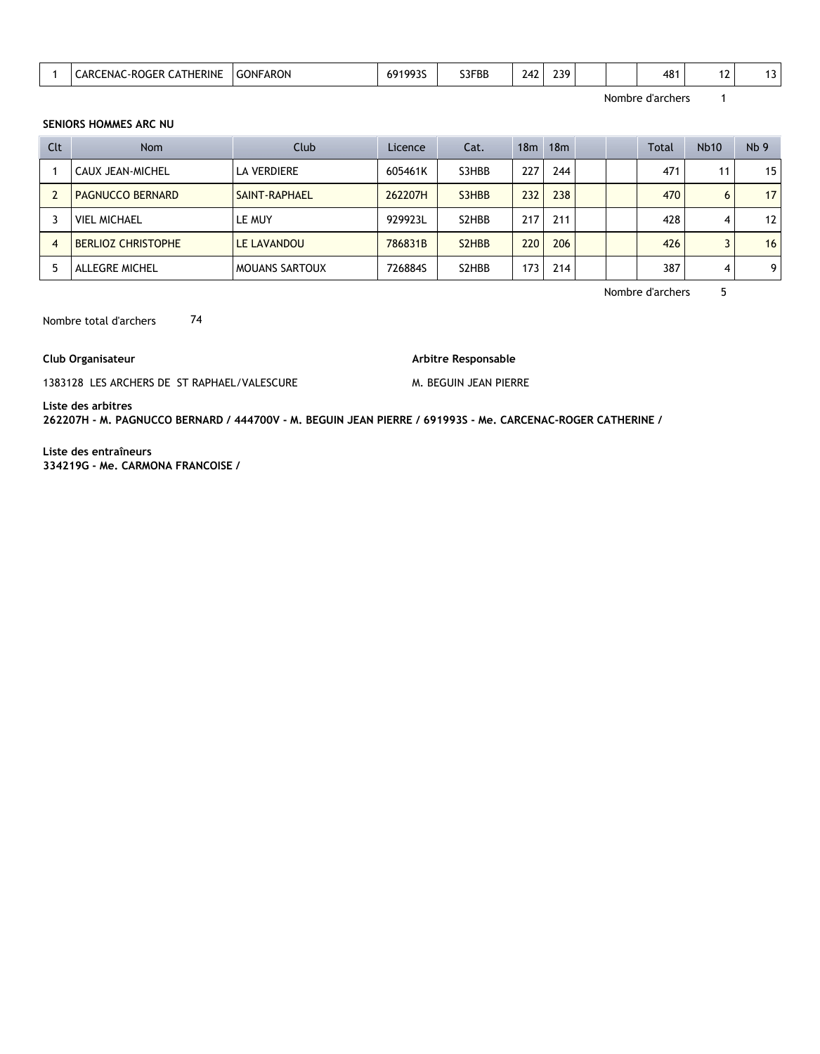| | | | | | | | | | | | |
|---|---|---|---|---|---|---|---|---|---|---|---|
| 1 | CARCENAC-ROGER CATHERINE | GONFARON | 691993S | S3FBB | 242 | 239 | | | 481 | 12 | 13 |

Nombre d'archers 1

**SENIORS HOMMES ARC NU**

| Clt | Nom | Club | Licence | Cat. | 18m | 18m | | | Total | Nb10 | Nb 9 |
|---|---|---|---|---|---|---|---|---|---|---|---|
| 1 | CAUX JEAN-MICHEL | LA VERDIERE | 605461K | S3HBB | 227 | 244 | | | 471 | 11 | 15 |
| 2 | PAGNUCCO BERNARD | SAINT-RAPHAEL | 262207H | S3HBB | 232 | 238 | | | 470 | 6 | 17 |
| 3 | VIEL MICHAEL | LE MUY | 929923L | S2HBB | 217 | 211 | | | 428 | 4 | 12 |
| 4 | BERLIOZ CHRISTOPHE | LE LAVANDOU | 786831B | S2HBB | 220 | 206 | | | 426 | 3 | 16 |
| 5 | ALLEGRE MICHEL | MOUANS SARTOUX | 726884S | S2HBB | 173 | 214 | | | 387 | 4 | 9 |

Nombre d'archers 5

Nombre total d'archers 74

**Club Organisateur**

1383128 LES ARCHERS DE ST RAPHAEL/VALESCURE

**Arbitre Responsable**

M. BEGUIN JEAN PIERRE

**Liste des arbitres**

**262207H - M. PAGNUCCO BERNARD / 444700V - M. BEGUIN JEAN PIERRE / 691993S - Me. CARCENAC-ROGER CATHERINE /**

**Liste des entraîneurs**

**334219G - Me. CARMONA FRANCOISE /**